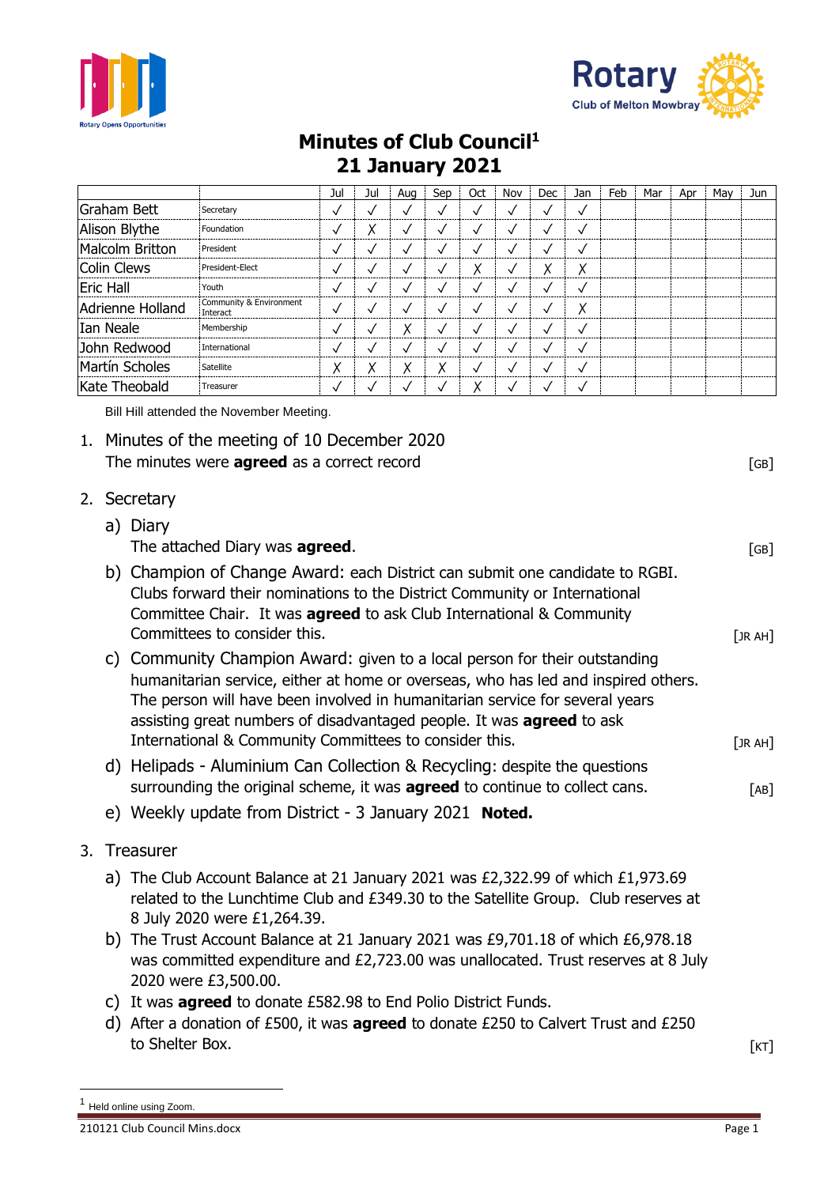# Minutes of Club Council[1]
## 21 January 2021

| | | Jul | Jul | Aug | Sep | Oct | Nov | Dec | Jan | Feb | Mar | Apr | May | Jun |
|---|---|---|---|---|---|---|---|---|---|---|---|---|---|---|
| Graham Bett | Secretary | ✓ | ✓ | ✓ | ✓ | ✓ | ✓ | ✓ | ✓ | | | | | |
| Alison Blythe | Foundation | ✓ | X | ✓ | ✓ | ✓ | ✓ | ✓ | ✓ | | | | | |
| Malcolm Britton | President | ✓ | ✓ | ✓ | ✓ | ✓ | ✓ | ✓ | ✓ | | | | | |
| Colin Clews | President-Elect | ✓ | ✓ | ✓ | ✓ | X | ✓ | X | X | | | | | |
| Eric Hall | Youth | ✓ | ✓ | ✓ | ✓ | ✓ | ✓ | ✓ | ✓ | | | | | |
| Adrienne Holland | Community & Environment Interact | ✓ | ✓ | ✓ | ✓ | ✓ | ✓ | ✓ | X | | | | | |
| Ian Neale | Membership | ✓ | ✓ | X | ✓ | ✓ | ✓ | ✓ | ✓ | | | | | |
| John Redwood | International | ✓ | ✓ | ✓ | ✓ | ✓ | ✓ | ✓ | ✓ | | | | | |
| Martín Scholes | Satellite | X | X | X | X | ✓ | ✓ | ✓ | ✓ | | | | | |
| Kate Theobald | Treasurer | ✓ | ✓ | ✓ | ✓ | X | ✓ | ✓ | ✓ | | | | | |

Bill Hill attended the November Meeting.

1. Minutes of the meeting of 10 December 2020
   The minutes were **agreed** as a correct record [GB]

2. Secretary
   a) Diary
      The attached Diary was **agreed**. [GB]
   b) Champion of Change Award: each District can submit one candidate to RGBI. Clubs forward their nominations to the District Community or International Committee Chair. It was **agreed** to ask Club International & Community Committees to consider this. [JR AH]
   c) Community Champion Award: given to a local person for their outstanding humanitarian service, either at home or overseas, who has led and inspired others. The person will have been involved in humanitarian service for several years assisting great numbers of disadvantaged people. It was **agreed** to ask International & Community Committees to consider this. [JR AH]
   d) Helipads - Aluminium Can Collection & Recycling: despite the questions surrounding the original scheme, it was **agreed** to continue to collect cans. [AB]
   e) Weekly update from District - 3 January 2021 **Noted.**

3. Treasurer
   a) The Club Account Balance at 21 January 2021 was £2,322.99 of which £1,973.69 related to the Lunchtime Club and £349.30 to the Satellite Group. Club reserves at 8 July 2020 were £1,264.39.
   b) The Trust Account Balance at 21 January 2021 was £9,701.18 of which £6,978.18 was committed expenditure and £2,723.00 was unallocated. Trust reserves at 8 July 2020 were £3,500.00.
   c) It was **agreed** to donate £582.98 to End Polio District Funds.
   d) After a donation of £500, it was **agreed** to donate £250 to Calvert Trust and £250 to Shelter Box. [KT]

[1] Held online using Zoom.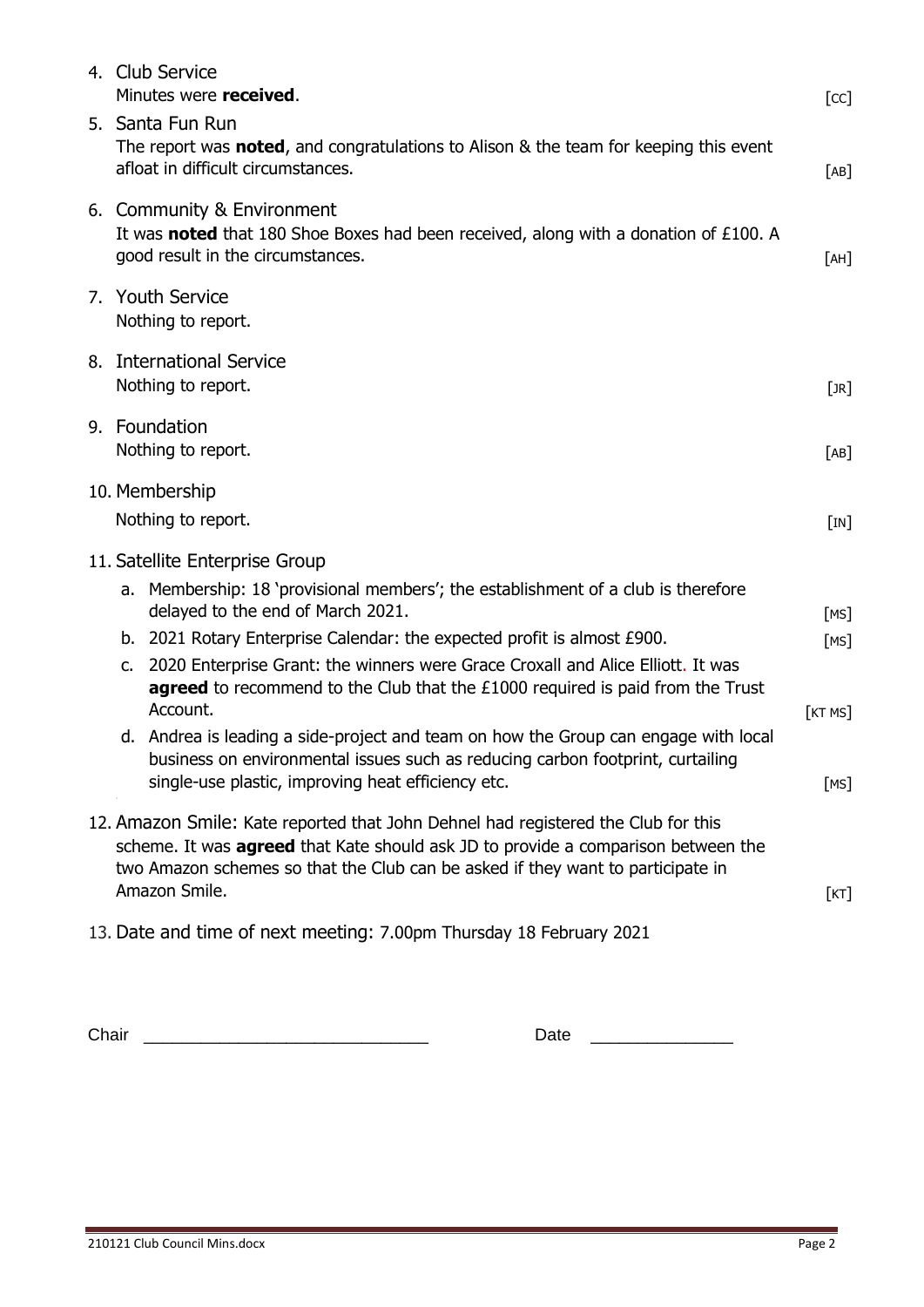4. Club Service
   Minutes were **received**. [CC]

5. Santa Fun Run
   The report was **noted**, and congratulations to Alison & the team for keeping this event afloat in difficult circumstances. [AB]

6. Community & Environment
   It was **noted** that 180 Shoe Boxes had been received, along with a donation of £100. A good result in the circumstances. [AH]

7. Youth Service
   Nothing to report.

8. International Service
   Nothing to report. [JR]

9. Foundation
   Nothing to report. [AB]

10. Membership
    Nothing to report. [IN]

11. Satellite Enterprise Group
    a. Membership: 18 'provisional members'; the establishment of a club is therefore delayed to the end of March 2021. [MS]
    b. 2021 Rotary Enterprise Calendar: the expected profit is almost £900. [MS]
    c. 2020 Enterprise Grant: the winners were Grace Croxall and Alice Elliott. It was **agreed** to recommend to the Club that the £1000 required is paid from the Trust Account. [KT MS]
    d. Andrea is leading a side-project and team on how the Group can engage with local business on environmental issues such as reducing carbon footprint, curtailing single-use plastic, improving heat efficiency etc. [MS]

12. Amazon Smile: Kate reported that John Dehnel had registered the Club for this scheme. It was **agreed** that Kate should ask JD to provide a comparison between the two Amazon schemes so that the Club can be asked if they want to participate in Amazon Smile. [KT]

13. Date and time of next meeting: 7.00pm Thursday 18 February 2021

Chair ______________________________ Date _______________